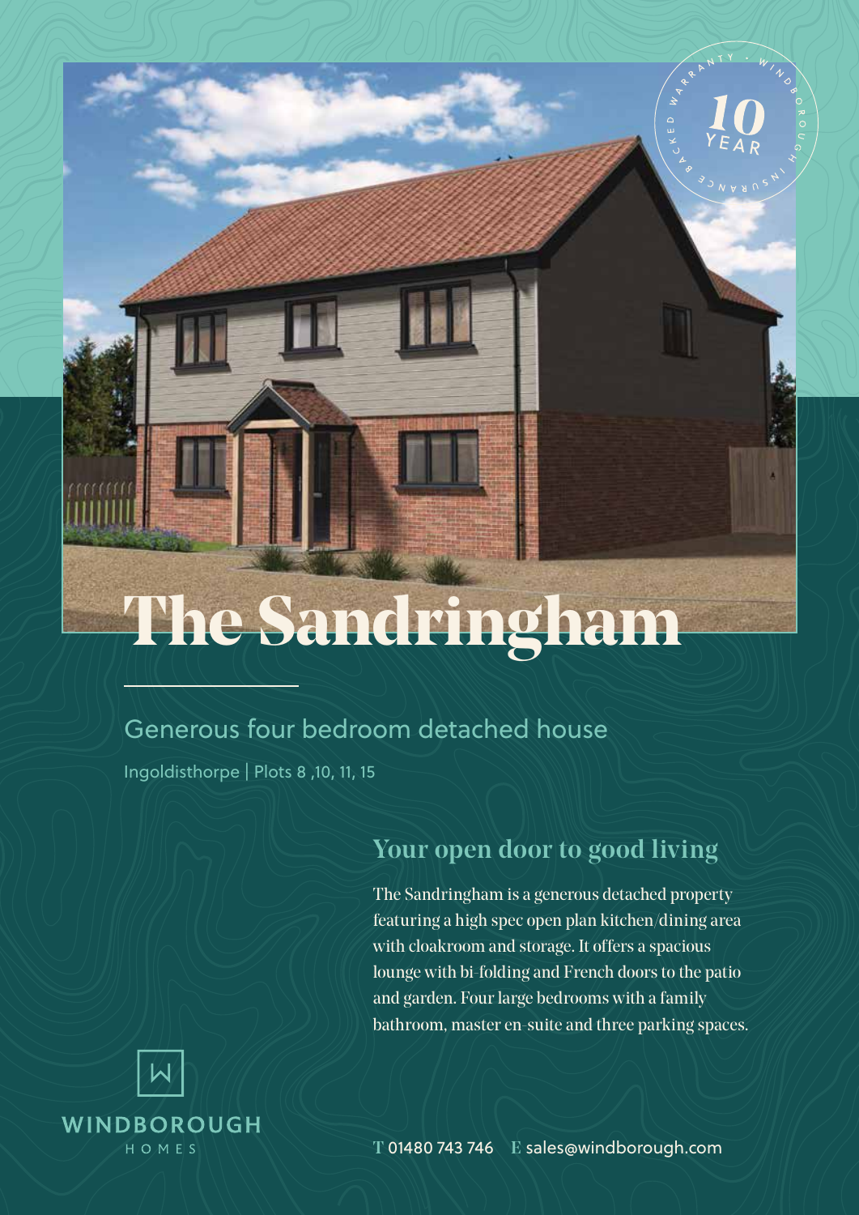# The Sandringham

## Generous four bedroom detached house

Ingoldisthorpe | Plots 8 ,10, 11, 15

### Your open door to good living

The Sandringham is a generous detached property featuring a high spec open plan kitchen/dining area with cloakroom and storage. It offers a spacious lounge with bi-folding and French doors to the patio and garden. Four large bedrooms with a family bathroom, master en-suite and three parking spaces.

10 YEAR WARRANTY · WINDBOROUGH INSURANCE BACKED

WINDBOROUGH HOMES

**T** 01480 743 746 **E** sales@windborough.com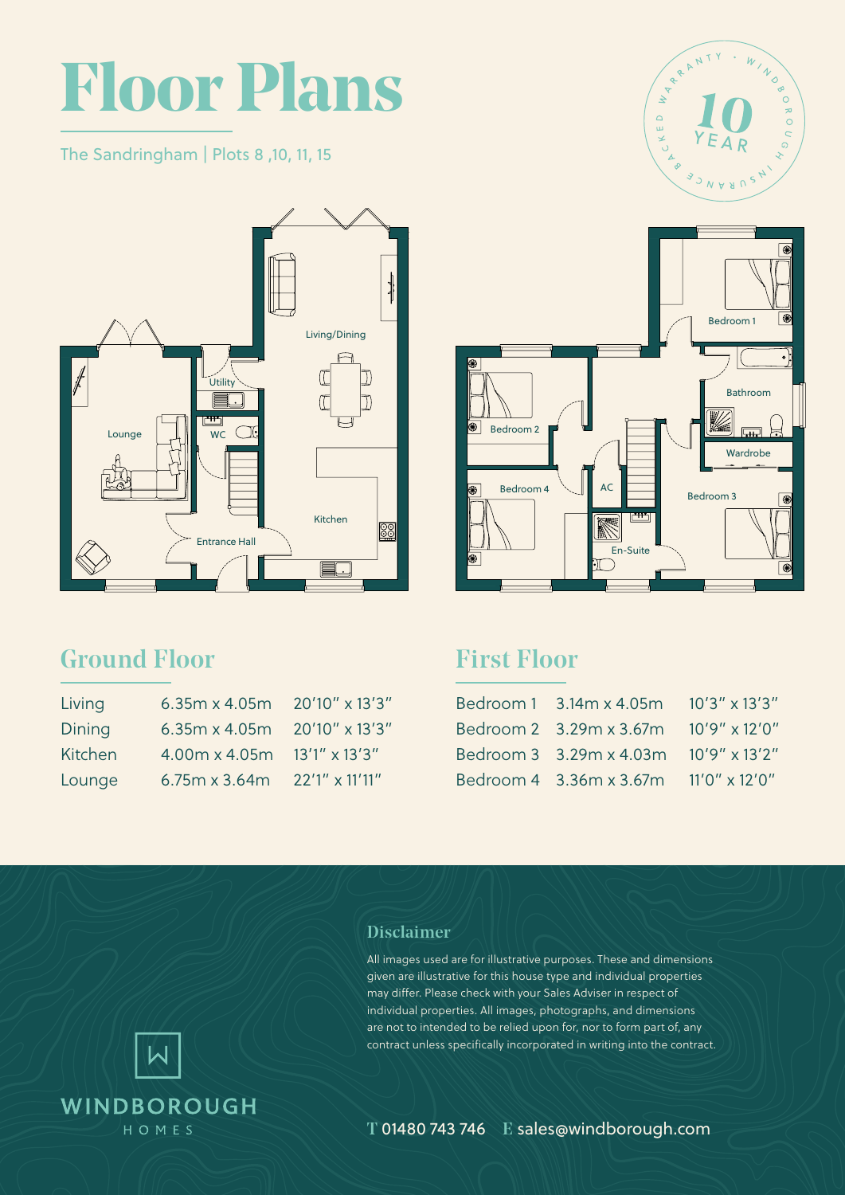# Floor Plans

The Sandringham | Plots 8 ,10, 11, 15

10 YEAR WARRANTY · WINDBOROUGH INSURANCE BACKED

Living/Dining

Lounge

Utility

WC

Kitchen

Entrance Hall

Bedroom 1

Bathroom

Bedroom 2

Wardrobe

Bedroom 4

AC

Bedroom 3

En-Suite

## Ground Floor

| | | |
|---|---|---|
| Living | 6.35m x 4.05m | 20'10" x 13'3" |
| Dining | 6.35m x 4.05m | 20'10" x 13'3" |
| Kitchen | 4.00m x 4.05m | 13'1" x 13'3" |
| Lounge | 6.75m x 3.64m | 22'1" x 11'11" |

## First Floor

| | | |
|---|---|---|
| Bedroom 1 | 3.14m x 4.05m | 10'3" x 13'3" |
| Bedroom 2 | 3.29m x 3.67m | 10'9" x 12'0" |
| Bedroom 3 | 3.29m x 4.03m | 10'9" x 13'2" |
| Bedroom 4 | 3.36m x 3.67m | 11'0" x 12'0" |

### Disclaimer

All images used are for illustrative purposes. These and dimensions given are illustrative for this house type and individual properties may differ. Please check with your Sales Adviser in respect of individual properties. All images, photographs, and dimensions are not to intended to be relied upon for, nor to form part of, any contract unless specifically incorporated in writing into the contract.

WINDBOROUGH HOMES

T 01480 743 746 E sales@windborough.com